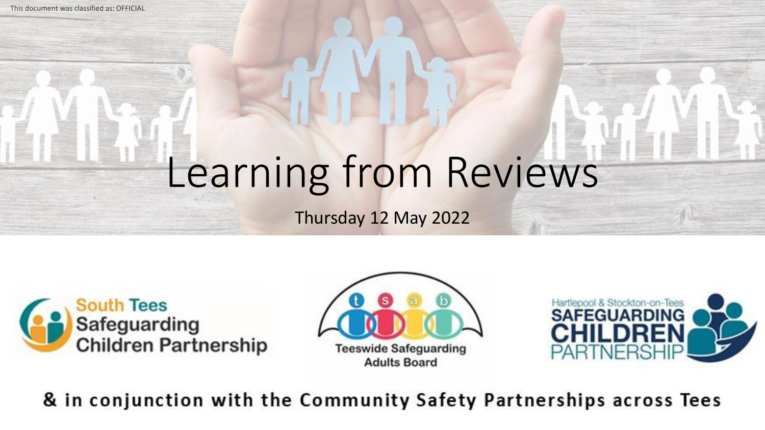This document was classified as: OFFICIAL

# Learning from Reviews

Thursday 12 May 2022

South Tees Safeguarding Children Partnership

Teeswide Safeguarding Adults Board

Hartlepool & Stockton-on-Tees Safeguarding Children Partnership

& in conjunction with the Community Safety Partnerships across Tees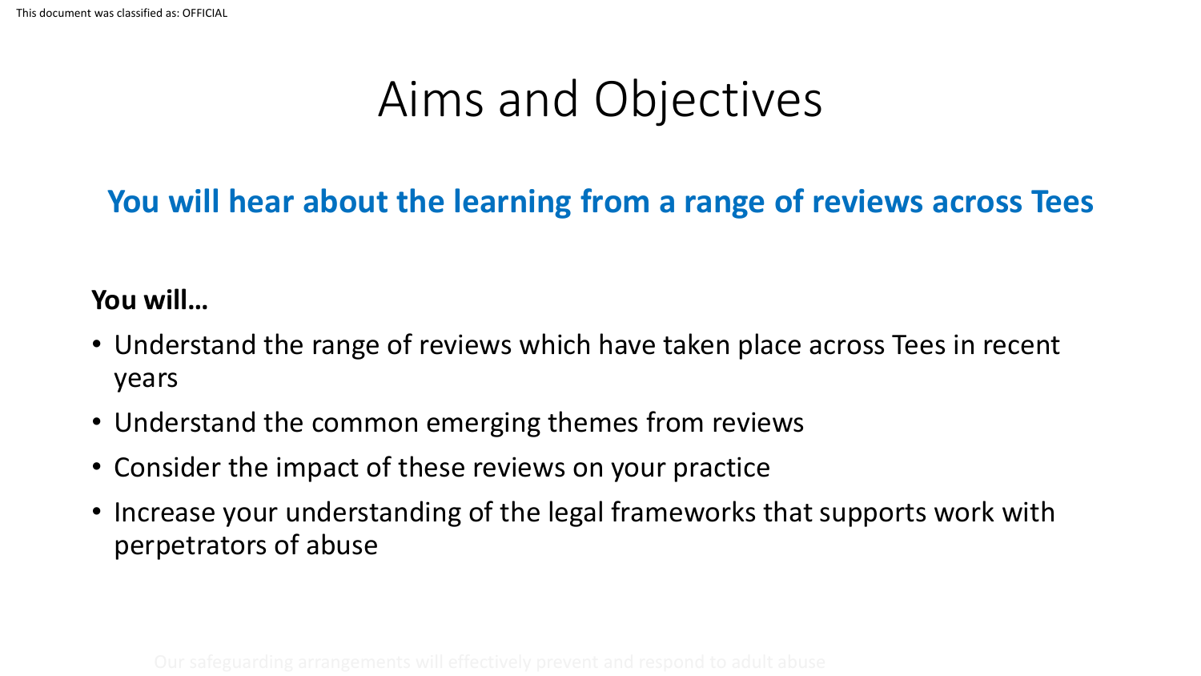# Aims and Objectives

**You will hear about the learning from a range of reviews across Tees**

**You will…**

- Understand the range of reviews which have taken place across Tees in recent years
- Understand the common emerging themes from reviews
- Consider the impact of these reviews on your practice
- Increase your understanding of the legal frameworks that supports work with perpetrators of abuse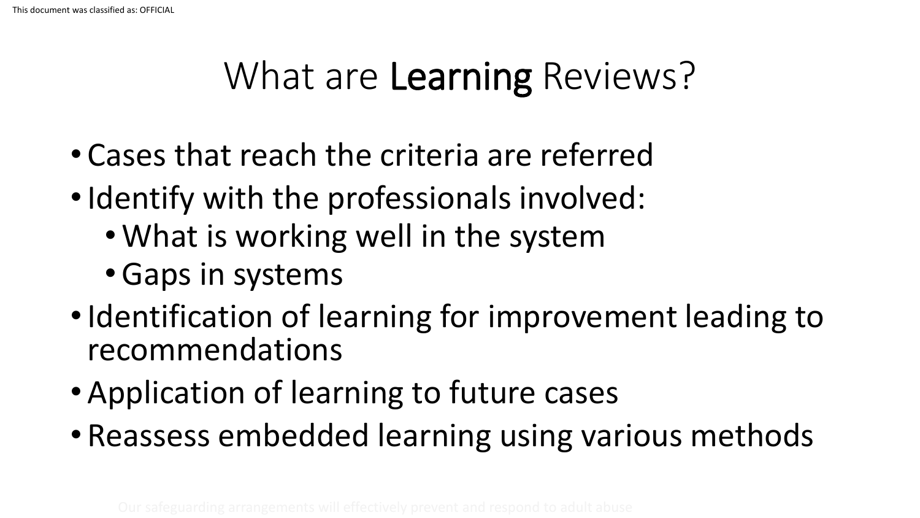# What are **Learning** Reviews?

- Cases that reach the criteria are referred
- Identify with the professionals involved:
  - What is working well in the system
  - Gaps in systems
- Identification of learning for improvement leading to recommendations
- Application of learning to future cases
- Reassess embedded learning using various methods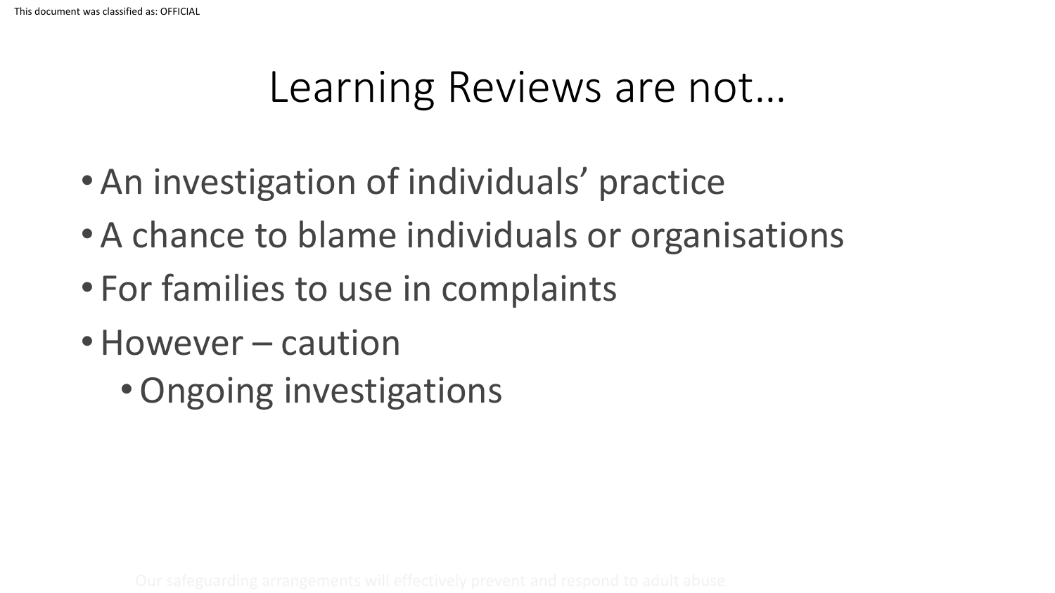# Learning Reviews are not…

- An investigation of individuals' practice
- A chance to blame individuals or organisations
- For families to use in complaints
- However – caution
  - Ongoing investigations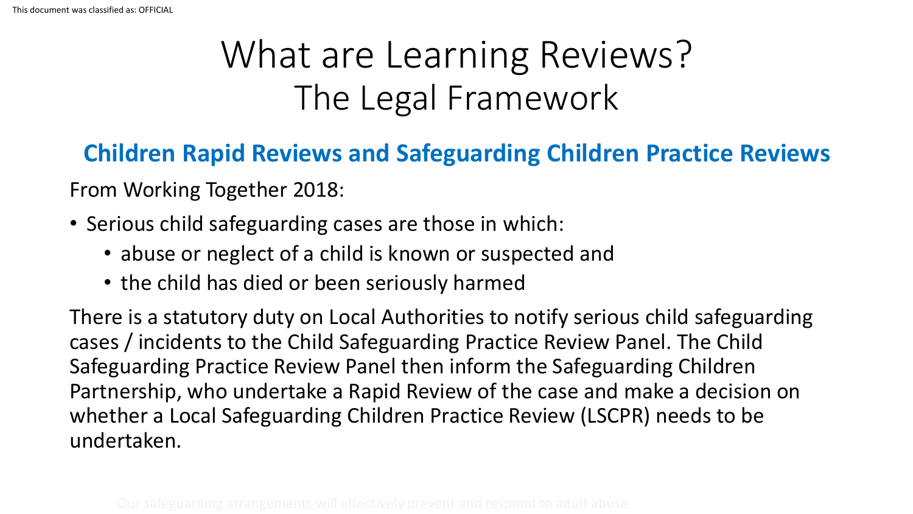# What are Learning Reviews?
# The Legal Framework

## Children Rapid Reviews and Safeguarding Children Practice Reviews

From Working Together 2018:

- Serious child safeguarding cases are those in which:
  - abuse or neglect of a child is known or suspected and
  - the child has died or been seriously harmed

There is a statutory duty on Local Authorities to notify serious child safeguarding cases / incidents to the Child Safeguarding Practice Review Panel. The Child Safeguarding Practice Review Panel then inform the Safeguarding Children Partnership, who undertake a Rapid Review of the case and make a decision on whether a Local Safeguarding Children Practice Review (LSCPR) needs to be undertaken.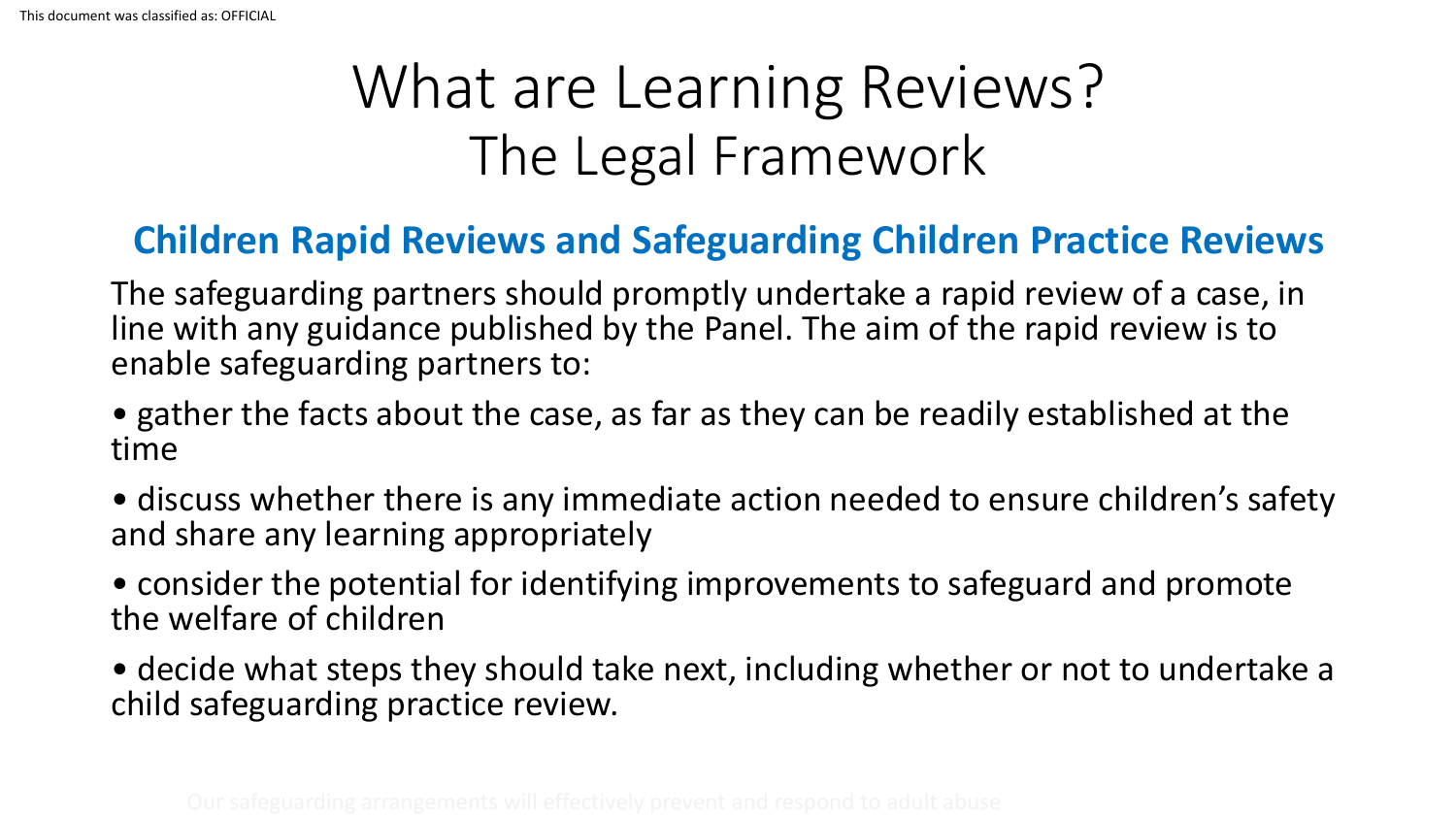# What are Learning Reviews?
# The Legal Framework

## Children Rapid Reviews and Safeguarding Children Practice Reviews

The safeguarding partners should promptly undertake a rapid review of a case, in line with any guidance published by the Panel. The aim of the rapid review is to enable safeguarding partners to:

- gather the facts about the case, as far as they can be readily established at the time
- discuss whether there is any immediate action needed to ensure children's safety and share any learning appropriately
- consider the potential for identifying improvements to safeguard and promote the welfare of children
- decide what steps they should take next, including whether or not to undertake a child safeguarding practice review.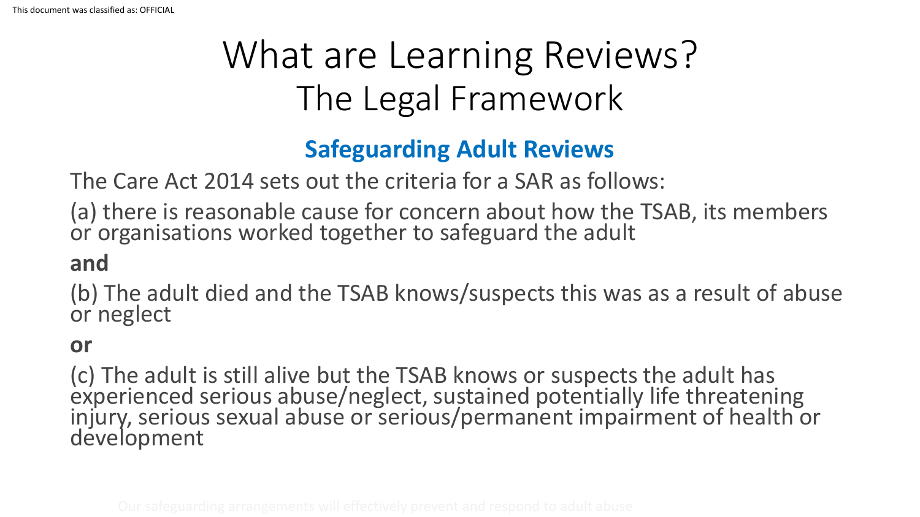# What are Learning Reviews?
## The Legal Framework

### Safeguarding Adult Reviews

The Care Act 2014 sets out the criteria for a SAR as follows:

(a) there is reasonable cause for concern about how the TSAB, its members or organisations worked together to safeguard the adult

**and**

(b) The adult died and the TSAB knows/suspects this was as a result of abuse or neglect

**or**

(c) The adult is still alive but the TSAB knows or suspects the adult has experienced serious abuse/neglect, sustained potentially life threatening injury, serious sexual abuse or serious/permanent impairment of health or development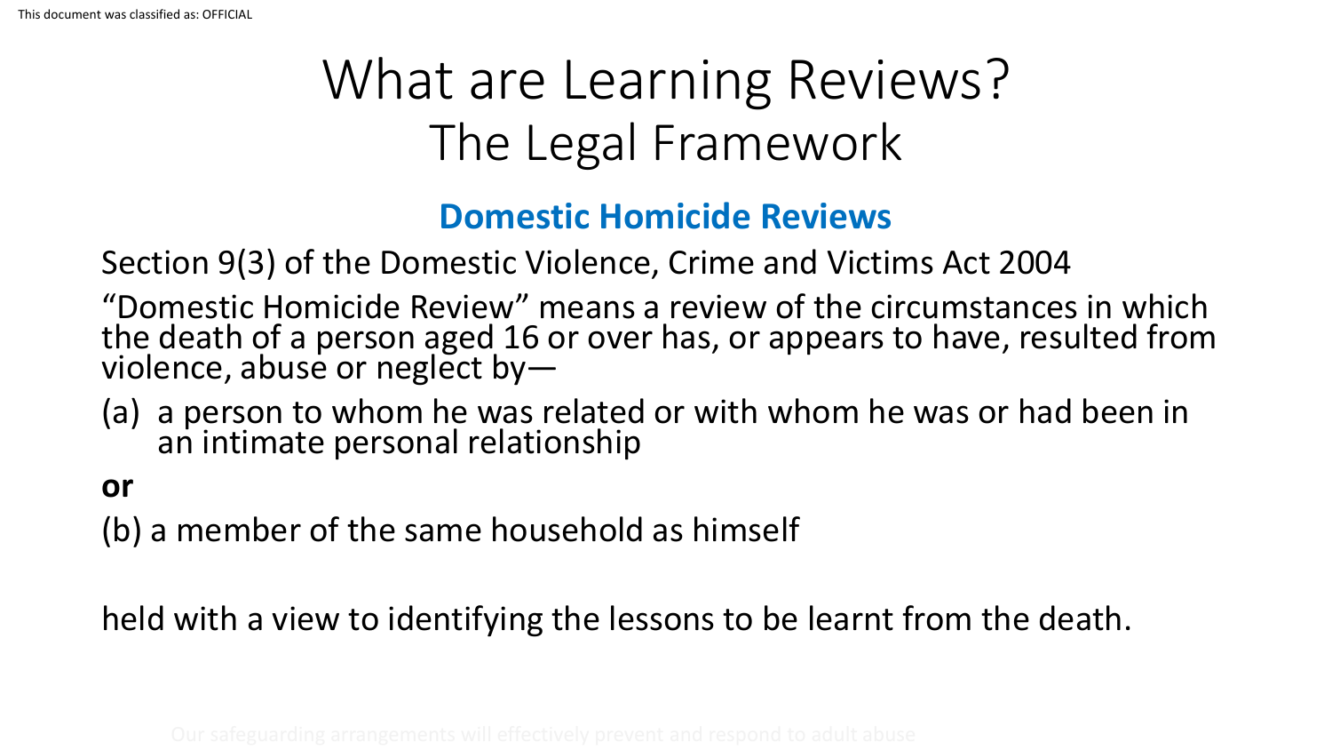# What are Learning Reviews?
# The Legal Framework

## Domestic Homicide Reviews

Section 9(3) of the Domestic Violence, Crime and Victims Act 2004

“Domestic Homicide Review” means a review of the circumstances in which the death of a person aged 16 or over has, or appears to have, resulted from violence, abuse or neglect by—

(a) a person to whom he was related or with whom he was or had been in an intimate personal relationship

**or**

(b) a member of the same household as himself

held with a view to identifying the lessons to be learnt from the death.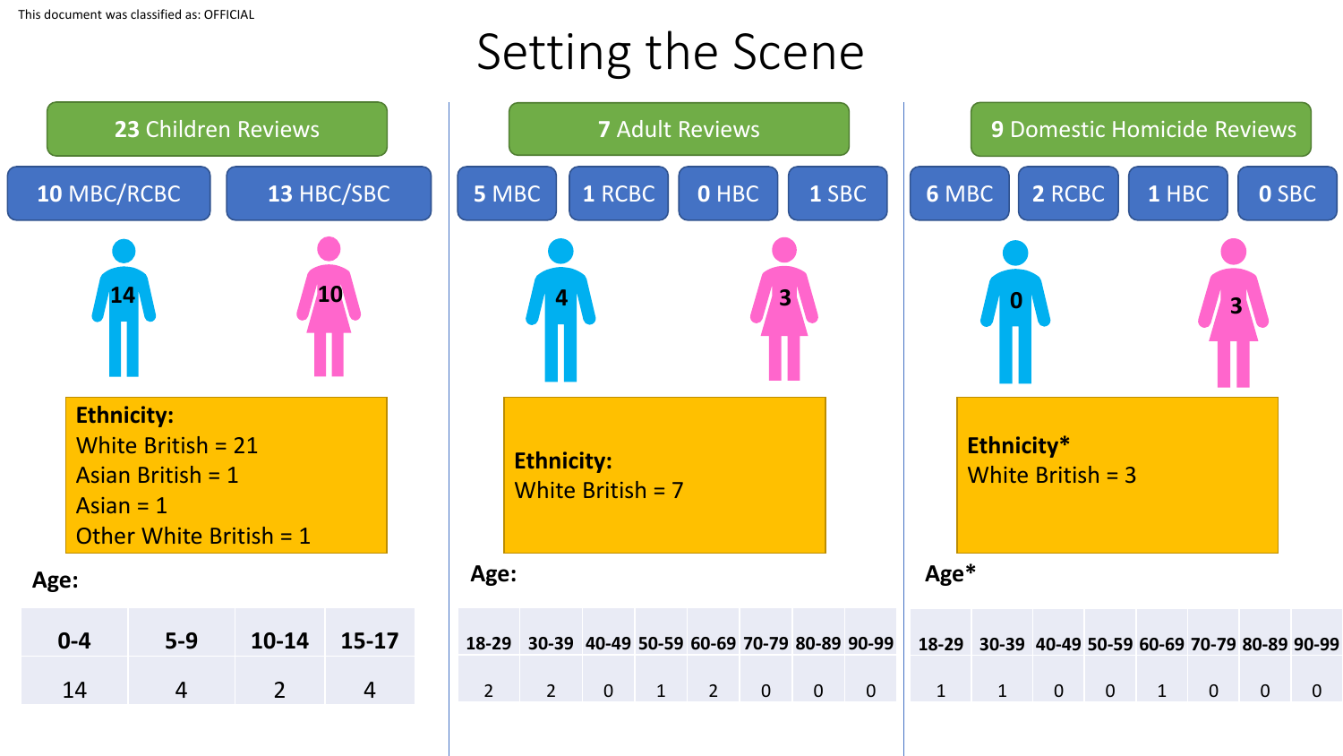# Setting the Scene

## 23 Children Reviews

**10** MBC/RCBC | **13** HBC/SBC

Male: 14 | Female: 10

**Ethnicity:**
White British = 21
Asian British = 1
Asian = 1
Other White British = 1

**Age:**

| 0-4 | 5-9 | 10-14 | 15-17 |
|---|---|---|---|
| 14 | 4 | 2 | 4 |

## 7 Adult Reviews

**5** MBC | **1** RCBC | **0** HBC | **1** SBC

Male: 4 | Female: 3

**Ethnicity:**
White British = 7

**Age:**

| 18-29 | 30-39 | 40-49 | 50-59 | 60-69 | 70-79 | 80-89 | 90-99 |
|---|---|---|---|---|---|---|---|
| 2 | 2 | 0 | 1 | 2 | 0 | 0 | 0 |

## 9 Domestic Homicide Reviews

**6** MBC | **2** RCBC | **1** HBC | **0** SBC

Male: 0 | Female: 3

**Ethnicity***
White British = 3

**Age***

| 18-29 | 30-39 | 40-49 | 50-59 | 60-69 | 70-79 | 80-89 | 90-99 |
|---|---|---|---|---|---|---|---|
| 1 | 1 | 0 | 0 | 1 | 0 | 0 | 0 |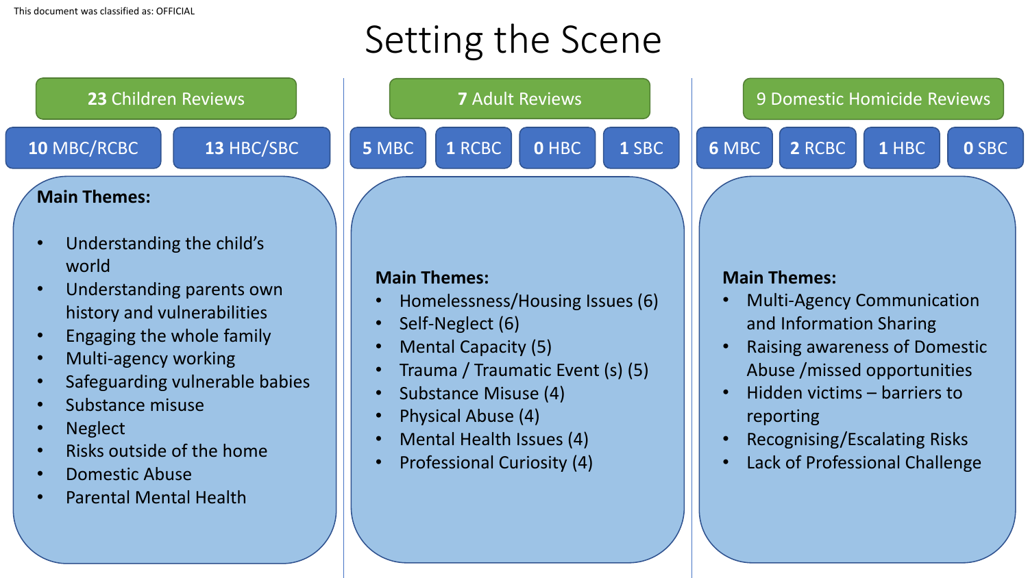This document was classified as: OFFICIAL

# Setting the Scene

## **23** Children Reviews

**10** MBC/RCBC | **13** HBC/SBC

**Main Themes:**

- Understanding the child's world
- Understanding parents own history and vulnerabilities
- Engaging the whole family
- Multi-agency working
- Safeguarding vulnerable babies
- Substance misuse
- Neglect
- Risks outside of the home
- Domestic Abuse
- Parental Mental Health

## **7** Adult Reviews

**5** MBC | **1** RCBC | **0** HBC | **1** SBC

**Main Themes:**

- Homelessness/Housing Issues (6)
- Self-Neglect (6)
- Mental Capacity (5)
- Trauma / Traumatic Event (s) (5)
- Substance Misuse (4)
- Physical Abuse (4)
- Mental Health Issues (4)
- Professional Curiosity (4)

## 9 Domestic Homicide Reviews

**6** MBC | **2** RCBC | **1** HBC | **0** SBC

**Main Themes:**

- Multi-Agency Communication and Information Sharing
- Raising awareness of Domestic Abuse /missed opportunities
- Hidden victims – barriers to reporting
- Recognising/Escalating Risks
- Lack of Professional Challenge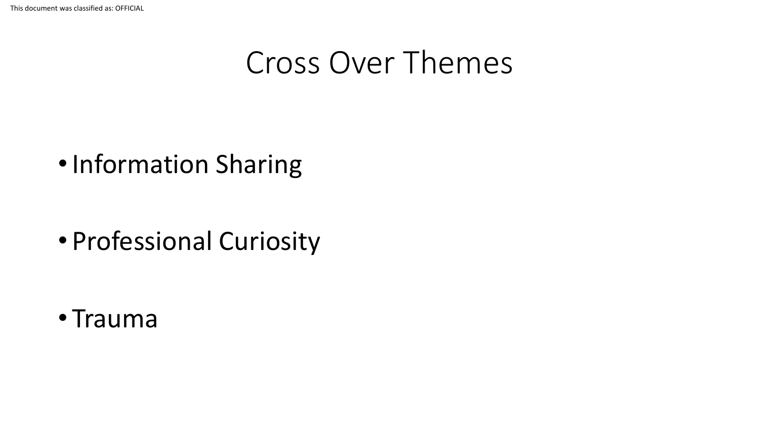# Cross Over Themes

- Information Sharing
- Professional Curiosity
- Trauma